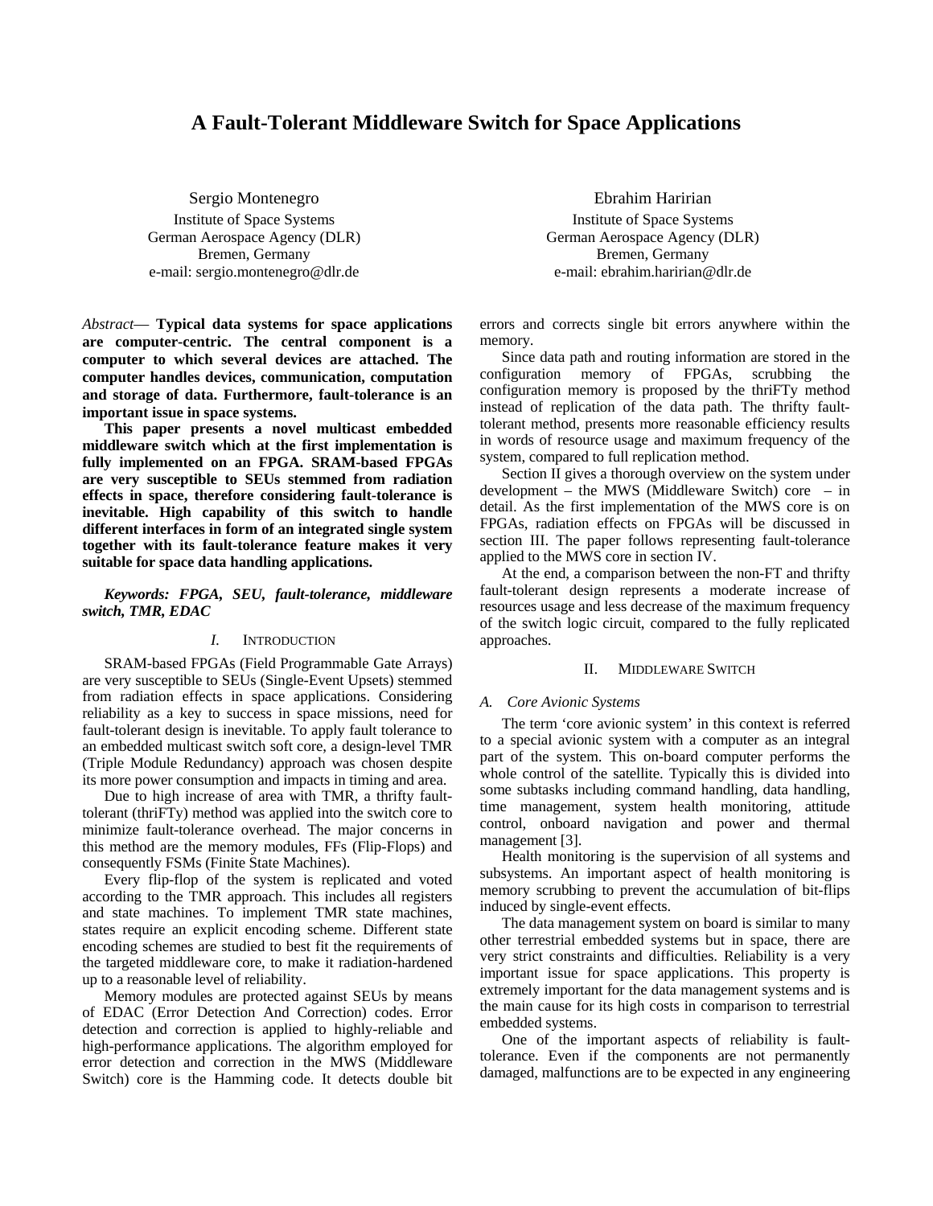# A Fault-Tolerant Middleware Switch for Space Applications

Sergio Montenegro
Institute of Space Systems
German Aerospace Agency (DLR)
Bremen, Germany
e-mail: sergio.montenegro@dlr.de

Ebrahim Haririan
Institute of Space Systems
German Aerospace Agency (DLR)
Bremen, Germany
e-mail: ebrahim.haririan@dlr.de

*Abstract*— **Typical data systems for space applications are computer-centric. The central component is a computer to which several devices are attached. The computer handles devices, communication, computation and storage of data. Furthermore, fault-tolerance is an important issue in space systems.**

**This paper presents a novel multicast embedded middleware switch which at the first implementation is fully implemented on an FPGA. SRAM-based FPGAs are very susceptible to SEUs stemmed from radiation effects in space, therefore considering fault-tolerance is inevitable. High capability of this switch to handle different interfaces in form of an integrated single system together with its fault-tolerance feature makes it very suitable for space data handling applications.**

***Keywords: FPGA, SEU, fault-tolerance, middleware switch, TMR, EDAC***

## I. Introduction

SRAM-based FPGAs (Field Programmable Gate Arrays) are very susceptible to SEUs (Single-Event Upsets) stemmed from radiation effects in space applications. Considering reliability as a key to success in space missions, need for fault-tolerant design is inevitable. To apply fault tolerance to an embedded multicast switch soft core, a design-level TMR (Triple Module Redundancy) approach was chosen despite its more power consumption and impacts in timing and area.

Due to high increase of area with TMR, a thrifty fault-tolerant (thriFTy) method was applied into the switch core to minimize fault-tolerance overhead. The major concerns in this method are the memory modules, FFs (Flip-Flops) and consequently FSMs (Finite State Machines).

Every flip-flop of the system is replicated and voted according to the TMR approach. This includes all registers and state machines. To implement TMR state machines, states require an explicit encoding scheme. Different state encoding schemes are studied to best fit the requirements of the targeted middleware core, to make it radiation-hardened up to a reasonable level of reliability.

Memory modules are protected against SEUs by means of EDAC (Error Detection And Correction) codes. Error detection and correction is applied to highly-reliable and high-performance applications. The algorithm employed for error detection and correction in the MWS (Middleware Switch) core is the Hamming code. It detects double bit errors and corrects single bit errors anywhere within the memory.

Since data path and routing information are stored in the configuration memory of FPGAs, scrubbing the configuration memory is proposed by the thriFTy method instead of replication of the data path. The thrifty fault-tolerant method, presents more reasonable efficiency results in words of resource usage and maximum frequency of the system, compared to full replication method.

Section II gives a thorough overview on the system under development – the MWS (Middleware Switch) core – in detail. As the first implementation of the MWS core is on FPGAs, radiation effects on FPGAs will be discussed in section III. The paper follows representing fault-tolerance applied to the MWS core in section IV.

At the end, a comparison between the non-FT and thrifty fault-tolerant design represents a moderate increase of resources usage and less decrease of the maximum frequency of the switch logic circuit, compared to the fully replicated approaches.

## II. Middleware Switch

### A. Core Avionic Systems

The term 'core avionic system' in this context is referred to a special avionic system with a computer as an integral part of the system. This on-board computer performs the whole control of the satellite. Typically this is divided into some subtasks including command handling, data handling, time management, system health monitoring, attitude control, onboard navigation and power and thermal management [3].

Health monitoring is the supervision of all systems and subsystems. An important aspect of health monitoring is memory scrubbing to prevent the accumulation of bit-flips induced by single-event effects.

The data management system on board is similar to many other terrestrial embedded systems but in space, there are very strict constraints and difficulties. Reliability is a very important issue for space applications. This property is extremely important for the data management systems and is the main cause for its high costs in comparison to terrestrial embedded systems.

One of the important aspects of reliability is fault-tolerance. Even if the components are not permanently damaged, malfunctions are to be expected in any engineering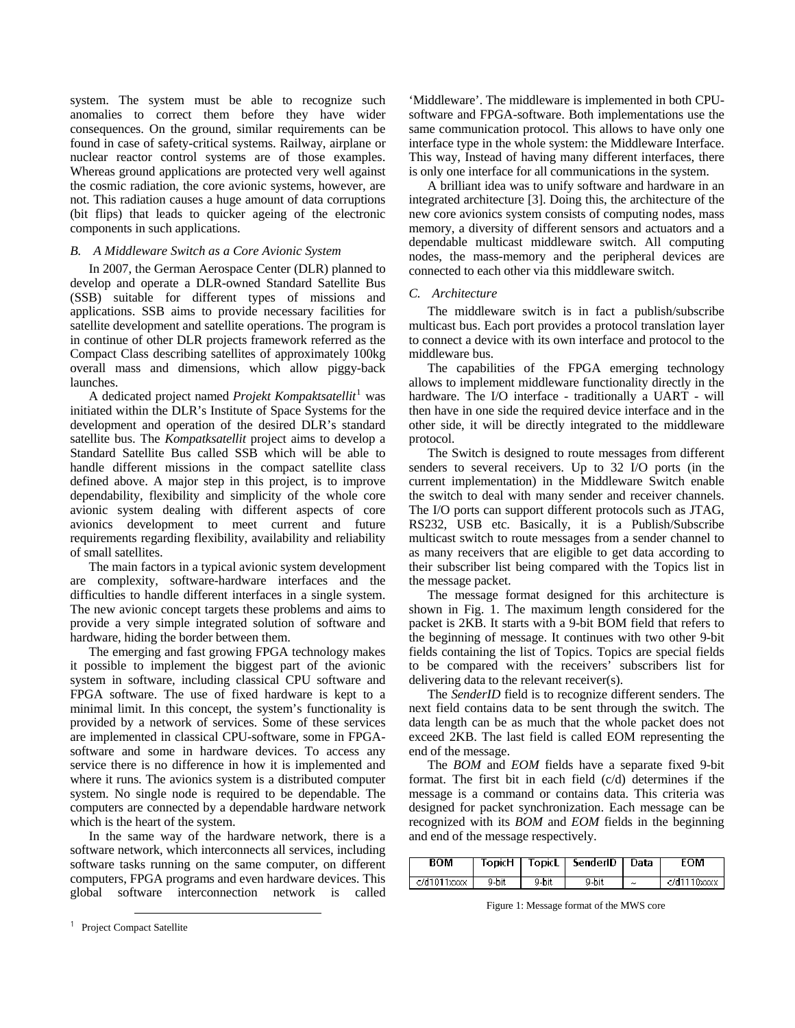system. The system must be able to recognize such anomalies to correct them before they have wider consequences. On the ground, similar requirements can be found in case of safety-critical systems. Railway, airplane or nuclear reactor control systems are of those examples. Whereas ground applications are protected very well against the cosmic radiation, the core avionic systems, however, are not. This radiation causes a huge amount of data corruptions (bit flips) that leads to quicker ageing of the electronic components in such applications.

### B. A Middleware Switch as a Core Avionic System

In 2007, the German Aerospace Center (DLR) planned to develop and operate a DLR-owned Standard Satellite Bus (SSB) suitable for different types of missions and applications. SSB aims to provide necessary facilities for satellite development and satellite operations. The program is in continue of other DLR projects framework referred as the Compact Class describing satellites of approximately 100kg overall mass and dimensions, which allow piggy-back launches.

A dedicated project named *Projekt Kompaktsatellit*[1] was initiated within the DLR's Institute of Space Systems for the development and operation of the desired DLR's standard satellite bus. The *Kompatksatellit* project aims to develop a Standard Satellite Bus called SSB which will be able to handle different missions in the compact satellite class defined above. A major step in this project, is to improve dependability, flexibility and simplicity of the whole core avionic system dealing with different aspects of core avionics development to meet current and future requirements regarding flexibility, availability and reliability of small satellites.

The main factors in a typical avionic system development are complexity, software-hardware interfaces and the difficulties to handle different interfaces in a single system. The new avionic concept targets these problems and aims to provide a very simple integrated solution of software and hardware, hiding the border between them.

The emerging and fast growing FPGA technology makes it possible to implement the biggest part of the avionic system in software, including classical CPU software and FPGA software. The use of fixed hardware is kept to a minimal limit. In this concept, the system's functionality is provided by a network of services. Some of these services are implemented in classical CPU-software, some in FPGA-software and some in hardware devices. To access any service there is no difference in how it is implemented and where it runs. The avionics system is a distributed computer system. No single node is required to be dependable. The computers are connected by a dependable hardware network which is the heart of the system.

In the same way of the hardware network, there is a software network, which interconnects all services, including software tasks running on the same computer, on different computers, FPGA programs and even hardware devices. This global software interconnection network is called 'Middleware'. The middleware is implemented in both CPU-software and FPGA-software. Both implementations use the same communication protocol. This allows to have only one interface type in the whole system: the Middleware Interface. This way, Instead of having many different interfaces, there is only one interface for all communications in the system.

A brilliant idea was to unify software and hardware in an integrated architecture [3]. Doing this, the architecture of the new core avionics system consists of computing nodes, mass memory, a diversity of different sensors and actuators and a dependable multicast middleware switch. All computing nodes, the mass-memory and the peripheral devices are connected to each other via this middleware switch.

### C. Architecture

The middleware switch is in fact a publish/subscribe multicast bus. Each port provides a protocol translation layer to connect a device with its own interface and protocol to the middleware bus.

The capabilities of the FPGA emerging technology allows to implement middleware functionality directly in the hardware. The I/O interface - traditionally a UART - will then have in one side the required device interface and in the other side, it will be directly integrated to the middleware protocol.

The Switch is designed to route messages from different senders to several receivers. Up to 32 I/O ports (in the current implementation) in the Middleware Switch enable the switch to deal with many sender and receiver channels. The I/O ports can support different protocols such as JTAG, RS232, USB etc. Basically, it is a Publish/Subscribe multicast switch to route messages from a sender channel to as many receivers that are eligible to get data according to their subscriber list being compared with the Topics list in the message packet.

The message format designed for this architecture is shown in Fig. 1. The maximum length considered for the packet is 2KB. It starts with a 9-bit BOM field that refers to the beginning of message. It continues with two other 9-bit fields containing the list of Topics. Topics are special fields to be compared with the receivers' subscribers list for delivering data to the relevant receiver(s).

The *SenderID* field is to recognize different senders. The next field contains data to be sent through the switch. The data length can be as much that the whole packet does not exceed 2KB. The last field is called EOM representing the end of the message.

The *BOM* and *EOM* fields have a separate fixed 9-bit format. The first bit in each field (c/d) determines if the message is a command or contains data. This criteria was designed for packet synchronization. Each message can be recognized with its *BOM* and *EOM* fields in the beginning and end of the message respectively.

| BOM | TopicH | TopicL | SenderID | Data | EOM |
|---|---|---|---|---|---|
| c/d1011xxxx | 9-bit | 9-bit | 9-bit | ~ | c/d1110xxxx |

Figure 1: Message format of the MWS core

[1] Project Compact Satellite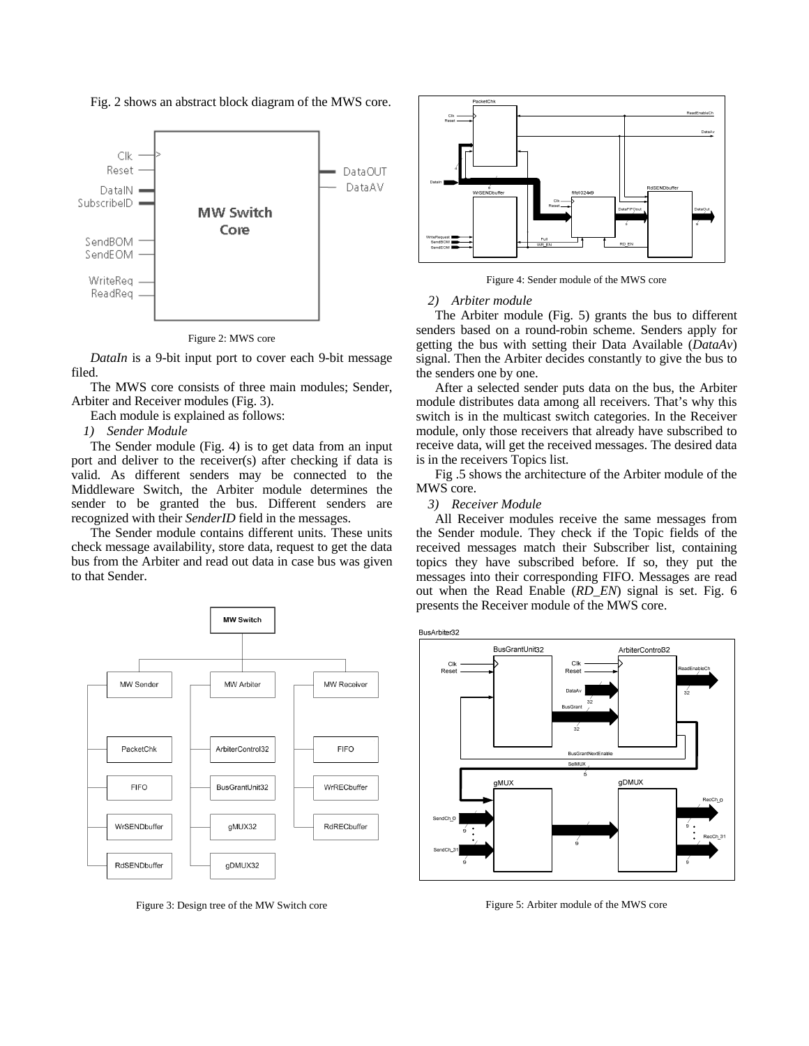Fig. 2 shows an abstract block diagram of the MWS core.

Figure 2: MWS core

*DataIn* is a 9-bit input port to cover each 9-bit message filed.

The MWS core consists of three main modules; Sender, Arbiter and Receiver modules (Fig. 3).

Each module is explained as follows:

### 1) Sender Module

The Sender module (Fig. 4) is to get data from an input port and deliver to the receiver(s) after checking if data is valid. As different senders may be connected to the Middleware Switch, the Arbiter module determines the sender to be granted the bus. Different senders are recognized with their *SenderID* field in the messages.

The Sender module contains different units. These units check message availability, store data, request to get the data bus from the Arbiter and read out data in case bus was given to that Sender.

Figure 3: Design tree of the MW Switch core

Figure 4: Sender module of the MWS core

### 2) Arbiter module

The Arbiter module (Fig. 5) grants the bus to different senders based on a round-robin scheme. Senders apply for getting the bus with setting their Data Available (*DataAv*) signal. Then the Arbiter decides constantly to give the bus to the senders one by one.

After a selected sender puts data on the bus, the Arbiter module distributes data among all receivers. That's why this switch is in the multicast switch categories. In the Receiver module, only those receivers that already have subscribed to receive data, will get the received messages. The desired data is in the receivers Topics list.

Fig .5 shows the architecture of the Arbiter module of the MWS core.

### 3) Receiver Module

All Receiver modules receive the same messages from the Sender module. They check if the Topic fields of the received messages match their Subscriber list, containing topics they have subscribed before. If so, they put the messages into their corresponding FIFO. Messages are read out when the Read Enable (*RD_EN*) signal is set. Fig. 6 presents the Receiver module of the MWS core.

Figure 5: Arbiter module of the MWS core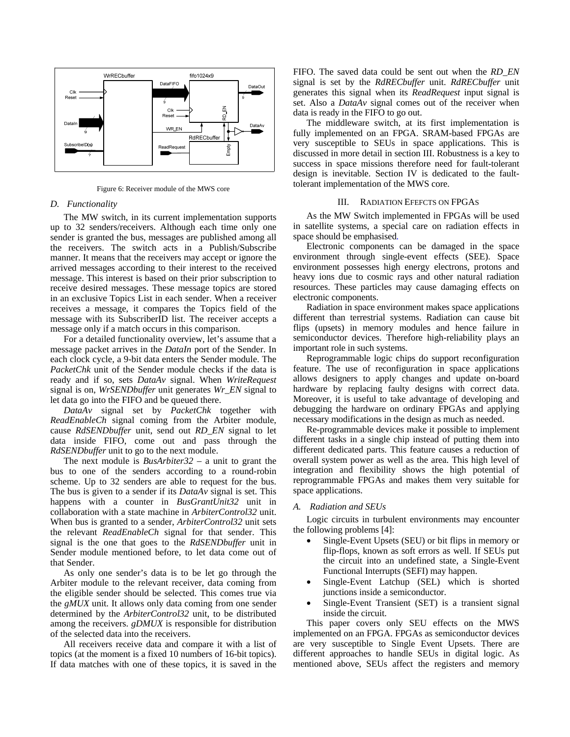Figure 6: Receiver module of the MWS core

### D. Functionality

The MW switch, in its current implementation supports up to 32 senders/receivers. Although each time only one sender is granted the bus, messages are published among all the receivers. The switch acts in a Publish/Subscribe manner. It means that the receivers may accept or ignore the arrived messages according to their interest to the received message. This interest is based on their prior subscription to receive desired messages. These message topics are stored in an exclusive Topics List in each sender. When a receiver receives a message, it compares the Topics field of the message with its SubscriberID list. The receiver accepts a message only if a match occurs in this comparison.

For a detailed functionality overview, let's assume that a message packet arrives in the *DataIn* port of the Sender. In each clock cycle, a 9-bit data enters the Sender module. The *PacketChk* unit of the Sender module checks if the data is ready and if so, sets *DataAv* signal. When *WriteRequest* signal is on, *WrSENDbuffer* unit generates *Wr_EN* signal to let data go into the FIFO and be queued there.

*DataAv* signal set by *PacketChk* together with *ReadEnableCh* signal coming from the Arbiter module, cause *RdSENDbuffer* unit, send out *RD_EN* signal to let data inside FIFO, come out and pass through the *RdSENDbuffer* unit to go to the next module.

The next module is *BusArbiter32* – a unit to grant the bus to one of the senders according to a round-robin scheme. Up to 32 senders are able to request for the bus. The bus is given to a sender if its *DataAv* signal is set. This happens with a counter in *BusGrantUnit32* unit in collaboration with a state machine in *ArbiterControl32* unit. When bus is granted to a sender, *ArbiterControl32* unit sets the relevant *ReadEnableCh* signal for that sender. This signal is the one that goes to the *RdSENDbuffer* unit in Sender module mentioned before, to let data come out of that Sender.

As only one sender's data is to be let go through the Arbiter module to the relevant receiver, data coming from the eligible sender should be selected. This comes true via the *gMUX* unit. It allows only data coming from one sender determined by the *ArbiterControl32* unit, to be distributed among the receivers. *gDMUX* is responsible for distribution of the selected data into the receivers.

All receivers receive data and compare it with a list of topics (at the moment is a fixed 10 numbers of 16-bit topics). If data matches with one of these topics, it is saved in the FIFO. The saved data could be sent out when the *RD_EN* signal is set by the *RdRECbuffer* unit. *RdRECbuffer* unit generates this signal when its *ReadRequest* input signal is set. Also a *DataAv* signal comes out of the receiver when data is ready in the FIFO to go out.

The middleware switch, at its first implementation is fully implemented on an FPGA. SRAM-based FPGAs are very susceptible to SEUs in space applications. This is discussed in more detail in section III. Robustness is a key to success in space missions therefore need for fault-tolerant design is inevitable. Section IV is dedicated to the fault-tolerant implementation of the MWS core.

## III. Radiation Efefcts on FPGAs

As the MW Switch implemented in FPGAs will be used in satellite systems, a special care on radiation effects in space should be emphasised.

Electronic components can be damaged in the space environment through single-event effects (SEE). Space environment possesses high energy electrons, protons and heavy ions due to cosmic rays and other natural radiation resources. These particles may cause damaging effects on electronic components.

Radiation in space environment makes space applications different than terrestrial systems. Radiation can cause bit flips (upsets) in memory modules and hence failure in semiconductor devices. Therefore high-reliability plays an important role in such systems.

Reprogrammable logic chips do support reconfiguration feature. The use of reconfiguration in space applications allows designers to apply changes and update on-board hardware by replacing faulty designs with correct data. Moreover, it is useful to take advantage of developing and debugging the hardware on ordinary FPGAs and applying necessary modifications in the design as much as needed.

Re-programmable devices make it possible to implement different tasks in a single chip instead of putting them into different dedicated parts. This feature causes a reduction of overall system power as well as the area. This high level of integration and flexibility shows the high potential of reprogrammable FPGAs and makes them very suitable for space applications.

### A. Radiation and SEUs

Logic circuits in turbulent environments may encounter the following problems [4]:

- Single-Event Upsets (SEU) or bit flips in memory or flip-flops, known as soft errors as well. If SEUs put the circuit into an undefined state, a Single-Event Functional Interrupts (SEFI) may happen.
- Single-Event Latchup (SEL) which is shorted junctions inside a semiconductor.
- Single-Event Transient (SET) is a transient signal inside the circuit.

This paper covers only SEU effects on the MWS implemented on an FPGA. FPGAs as semiconductor devices are very susceptible to Single Event Upsets. There are different approaches to handle SEUs in digital logic. As mentioned above, SEUs affect the registers and memory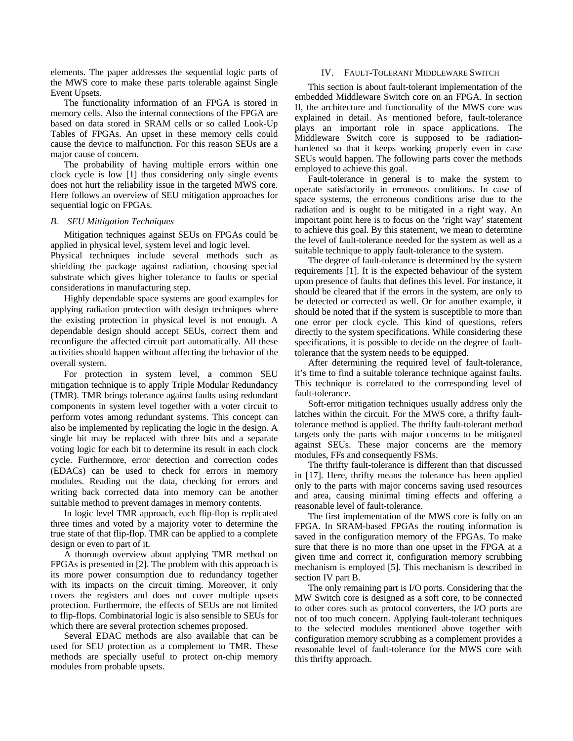elements. The paper addresses the sequential logic parts of the MWS core to make these parts tolerable against Single Event Upsets.

The functionality information of an FPGA is stored in memory cells. Also the internal connections of the FPGA are based on data stored in SRAM cells or so called Look-Up Tables of FPGAs. An upset in these memory cells could cause the device to malfunction. For this reason SEUs are a major cause of concern.

The probability of having multiple errors within one clock cycle is low [1] thus considering only single events does not hurt the reliability issue in the targeted MWS core. Here follows an overview of SEU mitigation approaches for sequential logic on FPGAs.

### *B. SEU Mittigation Techniques*

Mitigation techniques against SEUs on FPGAs could be applied in physical level, system level and logic level.
Physical techniques include several methods such as shielding the package against radiation, choosing special substrate which gives higher tolerance to faults or special considerations in manufacturing step.

Highly dependable space systems are good examples for applying radiation protection with design techniques where the existing protection in physical level is not enough. A dependable design should accept SEUs, correct them and reconfigure the affected circuit part automatically. All these activities should happen without affecting the behavior of the overall system.

For protection in system level, a common SEU mitigation technique is to apply Triple Modular Redundancy (TMR). TMR brings tolerance against faults using redundant components in system level together with a voter circuit to perform votes among redundant systems. This concept can also be implemented by replicating the logic in the design. A single bit may be replaced with three bits and a separate voting logic for each bit to determine its result in each clock cycle. Furthermore, error detection and correction codes (EDACs) can be used to check for errors in memory modules. Reading out the data, checking for errors and writing back corrected data into memory can be another suitable method to prevent damages in memory contents.

In logic level TMR approach, each flip-flop is replicated three times and voted by a majority voter to determine the true state of that flip-flop. TMR can be applied to a complete design or even to part of it.

A thorough overview about applying TMR method on FPGAs is presented in [2]. The problem with this approach is its more power consumption due to redundancy together with its impacts on the circuit timing. Moreover, it only covers the registers and does not cover multiple upsets protection. Furthermore, the effects of SEUs are not limited to flip-flops. Combinatorial logic is also sensible to SEUs for which there are several protection schemes proposed.

Several EDAC methods are also available that can be used for SEU protection as a complement to TMR. These methods are specially useful to protect on-chip memory modules from probable upsets.

## IV. Fault-Tolerant Middleware Switch

This section is about fault-tolerant implementation of the embedded Middleware Switch core on an FPGA. In section II, the architecture and functionality of the MWS core was explained in detail. As mentioned before, fault-tolerance plays an important role in space applications. The Middleware Switch core is supposed to be radiation-hardended so that it keeps working properly even in case SEUs would happen. The following parts cover the methods employed to achieve this goal.

Fault-tolerance in general is to make the system to operate satisfactorily in erroneous conditions. In case of space systems, the erroneous conditions arise due to the radiation and is ought to be mitigated in a right way. An important point here is to focus on the 'right way' statement to achieve this goal. By this statement, we mean to determine the level of fault-tolerance needed for the system as well as a suitable technique to apply fault-tolerance to the system.

The degree of fault-tolerance is determined by the system requirements [1]. It is the expected behaviour of the system upon presence of faults that defines this level. For instance, it should be cleared that if the errors in the system, are only to be detected or corrected as well. Or for another example, it should be noted that if the system is susceptible to more than one error per clock cycle. This kind of questions, refers directly to the system specifications. While considering these specifications, it is possible to decide on the degree of fault-tolerance that the system needs to be equipped.

After determining the required level of fault-tolerance, it's time to find a suitable tolerance technique against faults. This technique is correlated to the corresponding level of fault-tolerance.

Soft-error mitigation techniques usually address only the latches within the circuit. For the MWS core, a thrifty fault-tolerance method is applied. The thrifty fault-tolerant method targets only the parts with major concerns to be mitigated against SEUs. These major concerns are the memory modules, FFs and consequently FSMs.

The thrifty fault-tolerance is different than that discussed in [17]. Here, thrifty means the tolerance has been applied only to the parts with major concerns saving used resources and area, causing minimal timing effects and offering a reasonable level of fault-tolerance.

The first implementation of the MWS core is fully on an FPGA. In SRAM-based FPGAs the routing information is saved in the configuration memory of the FPGAs. To make sure that there is no more than one upset in the FPGA at a given time and correct it, configuration memory scrubbing mechanism is employed [5]. This mechanism is described in section IV part B.

The only remaining part is I/O ports. Considering that the MW Switch core is designed as a soft core, to be connected to other cores such as protocol converters, the I/O ports are not of too much concern. Applying fault-tolerant techniques to the selected modules mentioned above together with configuration memory scrubbing as a complement provides a reasonable level of fault-tolerance for the MWS core with this thrifty approach.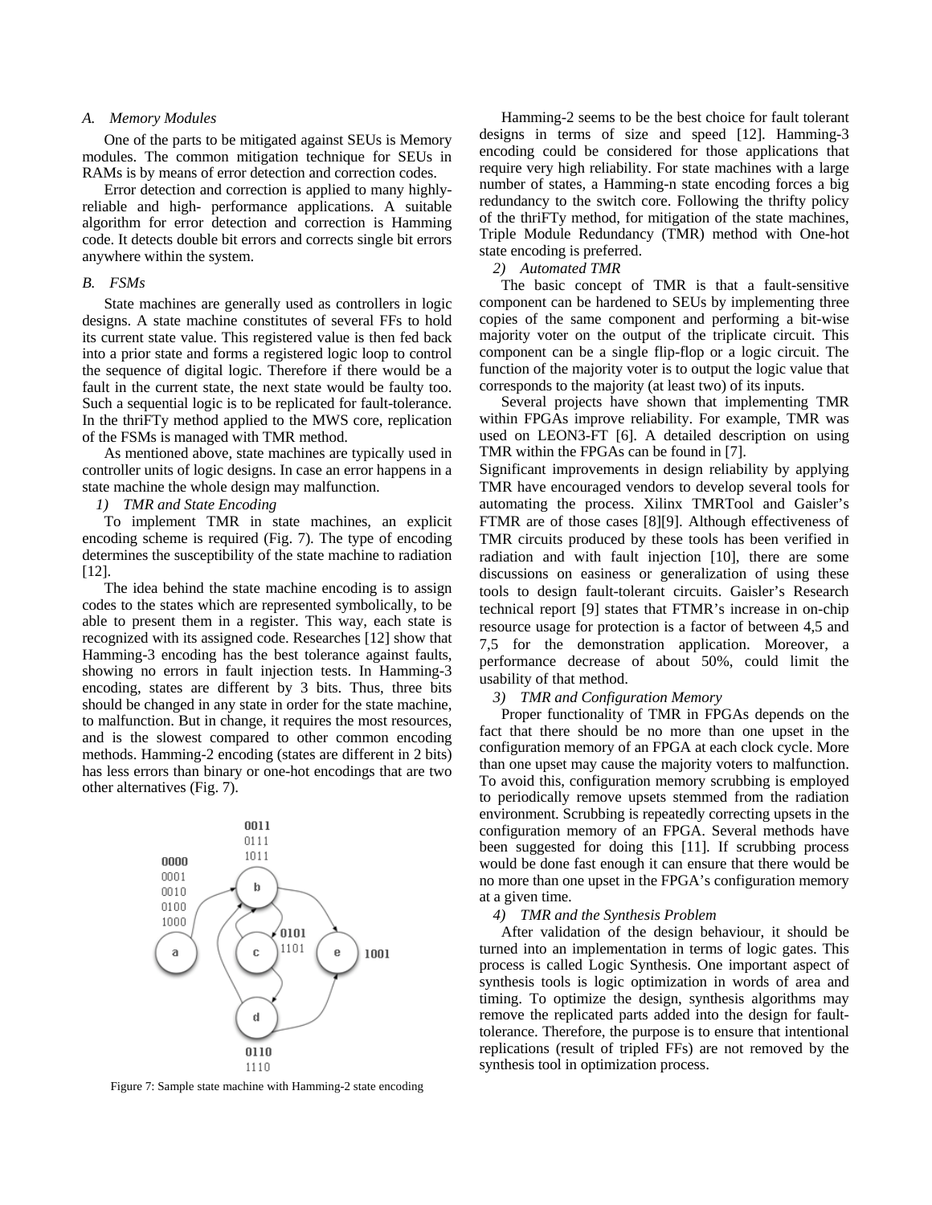### A. Memory Modules

One of the parts to be mitigated against SEUs is Memory modules. The common mitigation technique for SEUs in RAMs is by means of error detection and correction codes.

Error detection and correction is applied to many highly-reliable and high- performance applications. A suitable algorithm for error detection and correction is Hamming code. It detects double bit errors and corrects single bit errors anywhere within the system.

### B. FSMs

State machines are generally used as controllers in logic designs. A state machine constitutes of several FFs to hold its current state value. This registered value is then fed back into a prior state and forms a registered logic loop to control the sequence of digital logic. Therefore if there would be a fault in the current state, the next state would be faulty too. Such a sequential logic is to be replicated for fault-tolerance. In the thriFTy method applied to the MWS core, replication of the FSMs is managed with TMR method.

As mentioned above, state machines are typically used in controller units of logic designs. In case an error happens in a state machine the whole design may malfunction.

#### 1) TMR and State Encoding

To implement TMR in state machines, an explicit encoding scheme is required (Fig. 7). The type of encoding determines the susceptibility of the state machine to radiation [12].

The idea behind the state machine encoding is to assign codes to the states which are represented symbolically, to be able to present them in a register. This way, each state is recognized with its assigned code. Researches [12] show that Hamming-3 encoding has the best tolerance against faults, showing no errors in fault injection tests. In Hamming-3 encoding, states are different by 3 bits. Thus, three bits should be changed in any state in order for the state machine, to malfunction. But in change, it requires the most resources, and is the slowest compared to other common encoding methods. Hamming-2 encoding (states are different in 2 bits) has less errors than binary or one-hot encodings that are two other alternatives (Fig. 7).

Figure 7: Sample state machine with Hamming-2 state encoding

Hamming-2 seems to be the best choice for fault tolerant designs in terms of size and speed [12]. Hamming-3 encoding could be considered for those applications that require very high reliability. For state machines with a large number of states, a Hamming-n state encoding forces a big redundancy to the switch core. Following the thrifty policy of the thriFTy method, for mitigation of the state machines, Triple Module Redundancy (TMR) method with One-hot state encoding is preferred.

#### 2) Automated TMR

The basic concept of TMR is that a fault-sensitive component can be hardened to SEUs by implementing three copies of the same component and performing a bit-wise majority voter on the output of the triplicate circuit. This component can be a single flip-flop or a logic circuit. The function of the majority voter is to output the logic value that corresponds to the majority (at least two) of its inputs.

Several projects have shown that implementing TMR within FPGAs improve reliability. For example, TMR was used on LEON3-FT [6]. A detailed description on using TMR within the FPGAs can be found in [7].

Significant improvements in design reliability by applying TMR have encouraged vendors to develop several tools for automating the process. Xilinx TMRTool and Gaisler's FTMR are of those cases [8][9]. Although effectiveness of TMR circuits produced by these tools has been verified in radiation and with fault injection [10], there are some discussions on easiness or generalization of using these tools to design fault-tolerant circuits. Gaisler's Research technical report [9] states that FTMR's increase in on-chip resource usage for protection is a factor of between 4,5 and 7,5 for the demonstration application. Moreover, a performance decrease of about 50%, could limit the usability of that method.

#### 3) TMR and Configuration Memory

Proper functionality of TMR in FPGAs depends on the fact that there should be no more than one upset in the configuration memory of an FPGA at each clock cycle. More than one upset may cause the majority voters to malfunction. To avoid this, configuration memory scrubbing is employed to periodically remove upsets stemmed from the radiation environment. Scrubbing is repeatedly correcting upsets in the configuration memory of an FPGA. Several methods have been suggested for doing this [11]. If scrubbing process would be done fast enough it can ensure that there would be no more than one upset in the FPGA's configuration memory at a given time.

#### 4) TMR and the Synthesis Problem

After validation of the design behaviour, it should be turned into an implementation in terms of logic gates. This process is called Logic Synthesis. One important aspect of synthesis tools is logic optimization in words of area and timing. To optimize the design, synthesis algorithms may remove the replicated parts added into the design for fault-tolerance. Therefore, the purpose is to ensure that intentional replications (result of tripled FFs) are not removed by the synthesis tool in optimization process.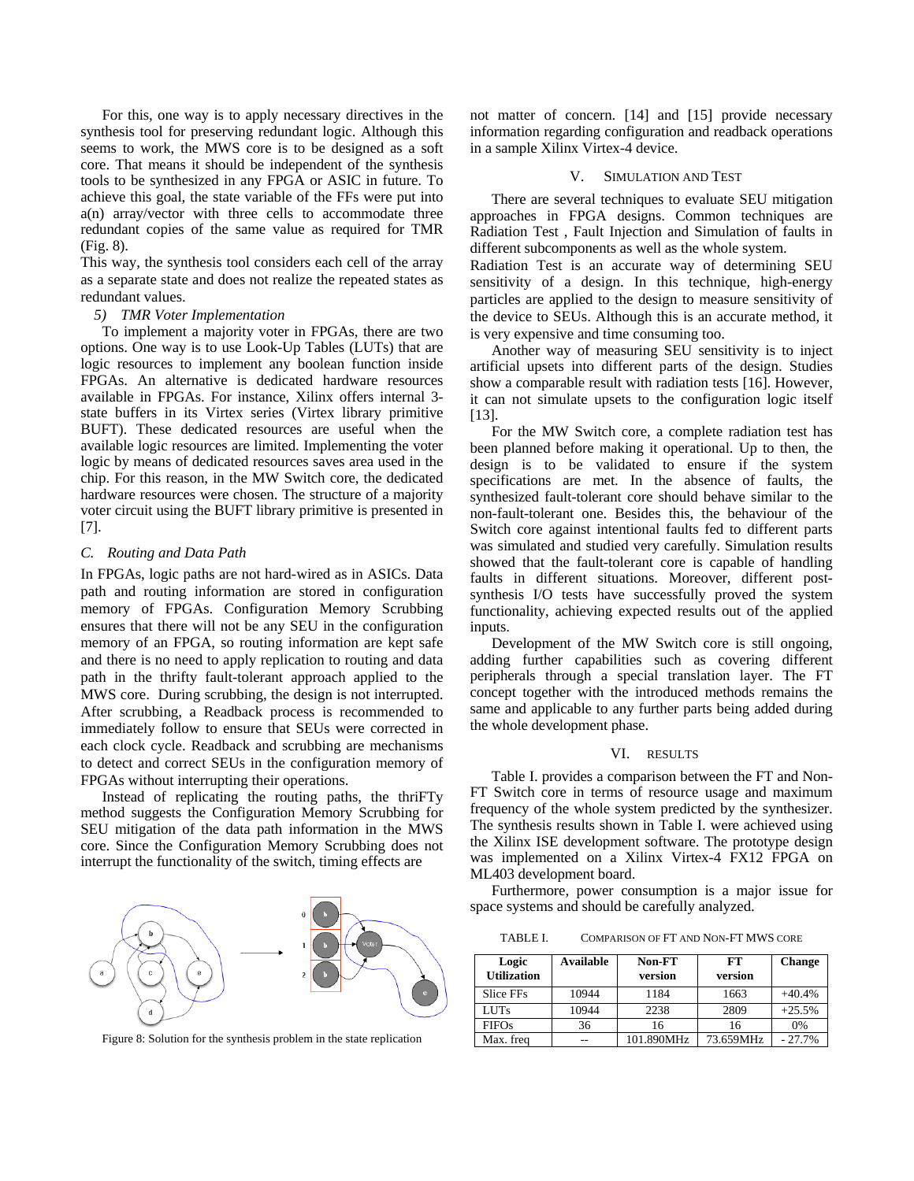For this, one way is to apply necessary directives in the synthesis tool for preserving redundant logic. Although this seems to work, the MWS core is to be designed as a soft core. That means it should be independent of the synthesis tools to be synthesized in any FPGA or ASIC in future. To achieve this goal, the state variable of the FFs were put into a(n) array/vector with three cells to accommodate three redundant copies of the same value as required for TMR (Fig. 8).

This way, the synthesis tool considers each cell of the array as a separate state and does not realize the repeated states as redundant values.

*5) TMR Voter Implementation*

To implement a majority voter in FPGAs, there are two options. One way is to use Look-Up Tables (LUTs) that are logic resources to implement any boolean function inside FPGAs. An alternative is dedicated hardware resources available in FPGAs. For instance, Xilinx offers internal 3-state buffers in its Virtex series (Virtex library primitive BUFT). These dedicated resources are useful when the available logic resources are limited. Implementing the voter logic by means of dedicated resources saves area used in the chip. For this reason, in the MW Switch core, the dedicated hardware resources were chosen. The structure of a majority voter circuit using the BUFT library primitive is presented in [7].

### C. Routing and Data Path

In FPGAs, logic paths are not hard-wired as in ASICs. Data path and routing information are stored in configuration memory of FPGAs. Configuration Memory Scrubbing ensures that there will not be any SEU in the configuration memory of an FPGA, so routing information are kept safe and there is no need to apply replication to routing and data path in the thrifty fault-tolerant approach applied to the MWS core. During scrubbing, the design is not interrupted. After scrubbing, a Readback process is recommended to immediately follow to ensure that SEUs were corrected in each clock cycle. Readback and scrubbing are mechanisms to detect and correct SEUs in the configuration memory of FPGAs without interrupting their operations.

Instead of replicating the routing paths, the thriFTy method suggests the Configuration Memory Scrubbing for SEU mitigation of the data path information in the MWS core. Since the Configuration Memory Scrubbing does not interrupt the functionality of the switch, timing effects are not matter of concern. [14] and [15] provide necessary information regarding configuration and readback operations in a sample Xilinx Virtex-4 device.

Figure 8: Solution for the synthesis problem in the state replication

## V. Simulation and Test

There are several techniques to evaluate SEU mitigation approaches in FPGA designs. Common techniques are Radiation Test , Fault Injection and Simulation of faults in different subcomponents as well as the whole system.

Radiation Test is an accurate way of determining SEU sensitivity of a design. In this technique, high-energy particles are applied to the design to measure sensitivity of the device to SEUs. Although this is an accurate method, it is very expensive and time consuming too.

Another way of measuring SEU sensitivity is to inject artificial upsets into different parts of the design. Studies show a comparable result with radiation tests [16]. However, it can not simulate upsets to the configuration logic itself [13].

For the MW Switch core, a complete radiation test has been planned before making it operational. Up to then, the design is to be validated to ensure if the system specifications are met. In the absence of faults, the synthesized fault-tolerant core should behave similar to the non-fault-tolerant one. Besides this, the behaviour of the Switch core against intentional faults fed to different parts was simulated and studied very carefully. Simulation results showed that the fault-tolerant core is capable of handling faults in different situations. Moreover, different post-synthesis I/O tests have successfully proved the system functionality, achieving expected results out of the applied inputs.

Development of the MW Switch core is still ongoing, adding further capabilities such as covering different peripherals through a special translation layer. The FT concept together with the introduced methods remains the same and applicable to any further parts being added during the whole development phase.

## VI. Results

Table I. provides a comparison between the FT and Non-FT Switch core in terms of resource usage and maximum frequency of the whole system predicted by the synthesizer. The synthesis results shown in Table I. were achieved using the Xilinx ISE development software. The prototype design was implemented on a Xilinx Virtex-4 FX12 FPGA on ML403 development board.

Furthermore, power consumption is a major issue for space systems and should be carefully analyzed.

TABLE I. Comparison of FT and Non-FT MWS core

| Logic Utilization | Available | Non-FT version | FT version | Change |
|---|---|---|---|---|
| Slice FFs | 10944 | 1184 | 1663 | +40.4% |
| LUTs | 10944 | 2238 | 2809 | +25.5% |
| FIFOs | 36 | 16 | 16 | 0% |
| Max. freq | -- | 101.890MHz | 73.659MHz | - 27.7% |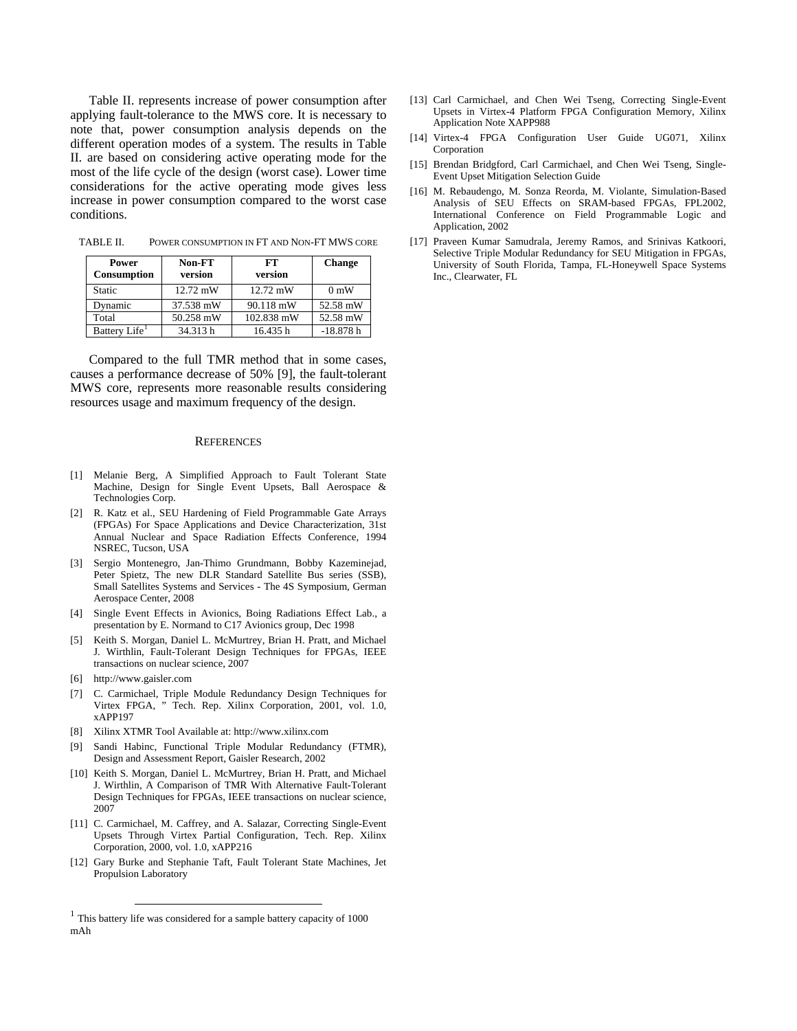Table II. represents increase of power consumption after applying fault-tolerance to the MWS core. It is necessary to note that, power consumption analysis depends on the different operation modes of a system. The results in Table II. are based on considering active operating mode for the most of the life cycle of the design (worst case). Lower time considerations for the active operating mode gives less increase in power consumption compared to the worst case conditions.

TABLE II. POWER CONSUMPTION IN FT AND NON-FT MWS CORE

| Power Consumption | Non-FT version | FT version | Change |
|---|---|---|---|
| Static | 12.72 mW | 12.72 mW | 0 mW |
| Dynamic | 37.538 mW | 90.118 mW | 52.58 mW |
| Total | 50.258 mW | 102.838 mW | 52.58 mW |
| Battery Life[1] | 34.313 h | 16.435 h | -18.878 h |

Compared to the full TMR method that in some cases, causes a performance decrease of 50% [9], the fault-tolerant MWS core, represents more reasonable results considering resources usage and maximum frequency of the design.

## REFERENCES

[1] Melanie Berg, A Simplified Approach to Fault Tolerant State Machine, Design for Single Event Upsets, Ball Aerospace & Technologies Corp.

[2] R. Katz et al., SEU Hardening of Field Programmable Gate Arrays (FPGAs) For Space Applications and Device Characterization, 31st Annual Nuclear and Space Radiation Effects Conference, 1994 NSREC, Tucson, USA

[3] Sergio Montenegro, Jan-Thimo Grundmann, Bobby Kazeminejad, Peter Spietz, The new DLR Standard Satellite Bus series (SSB), Small Satellites Systems and Services - The 4S Symposium, German Aerospace Center, 2008

[4] Single Event Effects in Avionics, Boing Radiations Effect Lab., a presentation by E. Normand to C17 Avionics group, Dec 1998

[5] Keith S. Morgan, Daniel L. McMurtrey, Brian H. Pratt, and Michael J. Wirthlin, Fault-Tolerant Design Techniques for FPGAs, IEEE transactions on nuclear science, 2007

[6] http://www.gaisler.com

[7] C. Carmichael, Triple Module Redundancy Design Techniques for Virtex FPGA, " Tech. Rep. Xilinx Corporation, 2001, vol. 1.0, xAPP197

[8] Xilinx XTMR Tool Available at: http://www.xilinx.com

[9] Sandi Habinc, Functional Triple Modular Redundancy (FTMR), Design and Assessment Report, Gaisler Research, 2002

[10] Keith S. Morgan, Daniel L. McMurtrey, Brian H. Pratt, and Michael J. Wirthlin, A Comparison of TMR With Alternative Fault-Tolerant Design Techniques for FPGAs, IEEE transactions on nuclear science, 2007

[11] C. Carmichael, M. Caffrey, and A. Salazar, Correcting Single-Event Upsets Through Virtex Partial Configuration, Tech. Rep. Xilinx Corporation, 2000, vol. 1.0, xAPP216

[12] Gary Burke and Stephanie Taft, Fault Tolerant State Machines, Jet Propulsion Laboratory

[13] Carl Carmichael, and Chen Wei Tseng, Correcting Single-Event Upsets in Virtex-4 Platform FPGA Configuration Memory, Xilinx Application Note XAPP988

[14] Virtex-4 FPGA Configuration User Guide UG071, Xilinx Corporation

[15] Brendan Bridgford, Carl Carmichael, and Chen Wei Tseng, Single-Event Upset Mitigation Selection Guide

[16] M. Rebaudengo, M. Sonza Reorda, M. Violante, Simulation-Based Analysis of SEU Effects on SRAM-based FPGAs, FPL2002, International Conference on Field Programmable Logic and Application, 2002

[17] Praveen Kumar Samudrala, Jeremy Ramos, and Srinivas Katkoori, Selective Triple Modular Redundancy for SEU Mitigation in FPGAs, University of South Florida, Tampa, FL-Honeywell Space Systems Inc., Clearwater, FL

[1] This battery life was considered for a sample battery capacity of 1000 mAh